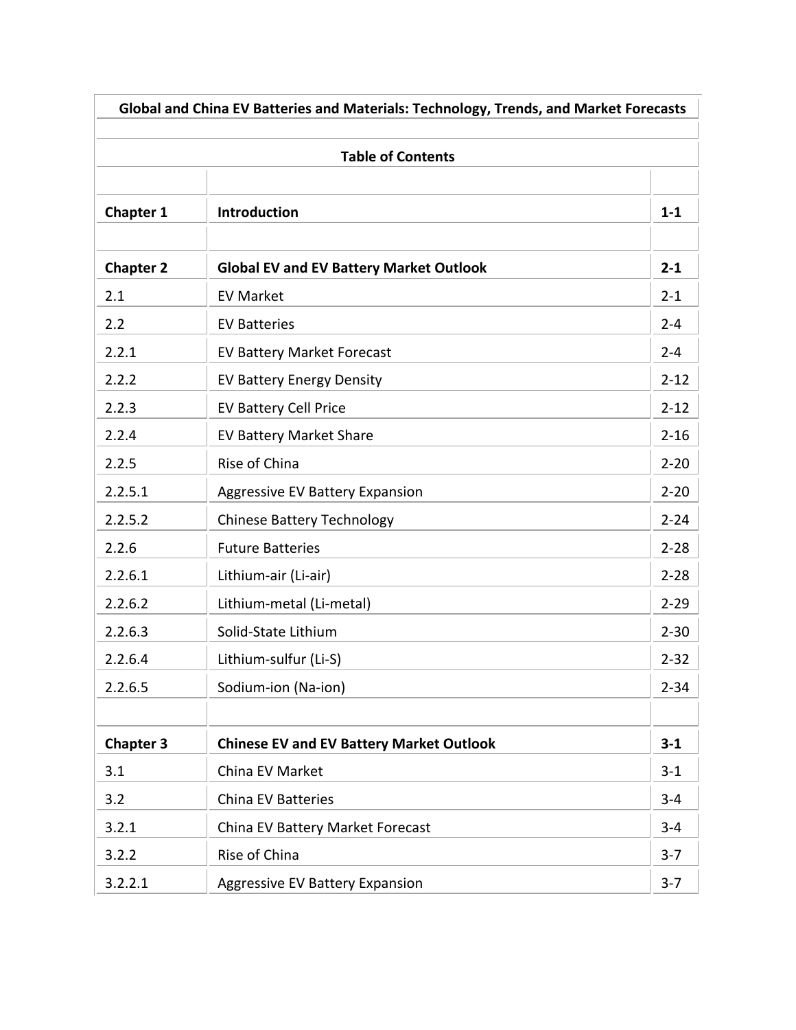# Global and China EV Batteries and Materials: Technology, Trends, and Market Forecasts

## Table of Contents

| | | |
|---|---|---|
| **Chapter 1** | **Introduction** | **1-1** |
| | | |
| **Chapter 2** | **Global EV and EV Battery Market Outlook** | **2-1** |
| 2.1 | EV Market | 2-1 |
| 2.2 | EV Batteries | 2-4 |
| 2.2.1 | EV Battery Market Forecast | 2-4 |
| 2.2.2 | EV Battery Energy Density | 2-12 |
| 2.2.3 | EV Battery Cell Price | 2-12 |
| 2.2.4 | EV Battery Market Share | 2-16 |
| 2.2.5 | Rise of China | 2-20 |
| 2.2.5.1 | Aggressive EV Battery Expansion | 2-20 |
| 2.2.5.2 | Chinese Battery Technology | 2-24 |
| 2.2.6 | Future Batteries | 2-28 |
| 2.2.6.1 | Lithium-air (Li-air) | 2-28 |
| 2.2.6.2 | Lithium-metal (Li-metal) | 2-29 |
| 2.2.6.3 | Solid-State Lithium | 2-30 |
| 2.2.6.4 | Lithium-sulfur (Li-S) | 2-32 |
| 2.2.6.5 | Sodium-ion (Na-ion) | 2-34 |
| | | |
| **Chapter 3** | **Chinese EV and EV Battery Market Outlook** | **3-1** |
| 3.1 | China EV Market | 3-1 |
| 3.2 | China EV Batteries | 3-4 |
| 3.2.1 | China EV Battery Market Forecast | 3-4 |
| 3.2.2 | Rise of China | 3-7 |
| 3.2.2.1 | Aggressive EV Battery Expansion | 3-7 |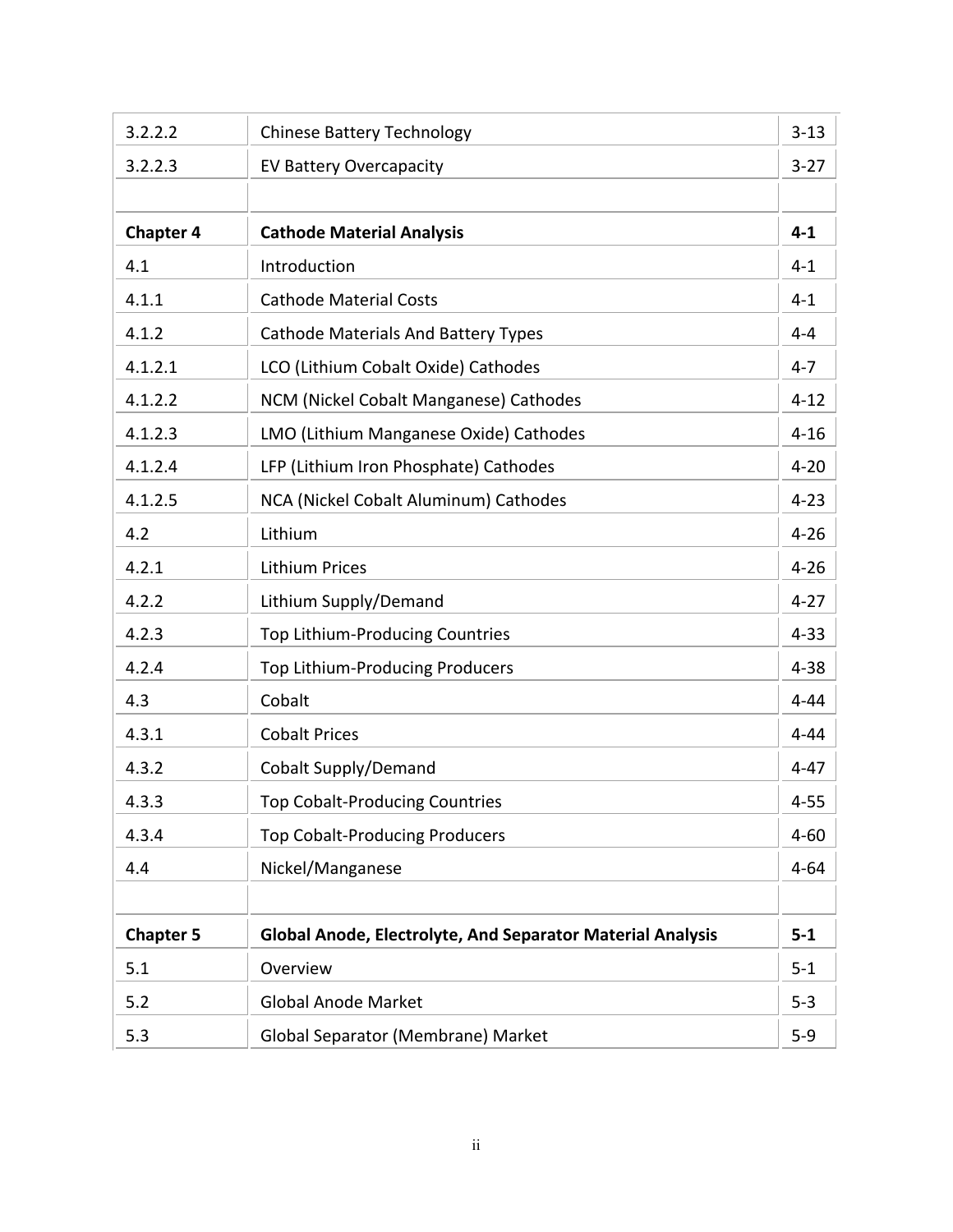| | | |
|---|---|---|
| 3.2.2.2 | Chinese Battery Technology | 3-13 |
| 3.2.2.3 | EV Battery Overcapacity | 3-27 |
| | | |
| **Chapter 4** | **Cathode Material Analysis** | **4-1** |
| 4.1 | Introduction | 4-1 |
| 4.1.1 | Cathode Material Costs | 4-1 |
| 4.1.2 | Cathode Materials And Battery Types | 4-4 |
| 4.1.2.1 | LCO (Lithium Cobalt Oxide) Cathodes | 4-7 |
| 4.1.2.2 | NCM (Nickel Cobalt Manganese) Cathodes | 4-12 |
| 4.1.2.3 | LMO (Lithium Manganese Oxide) Cathodes | 4-16 |
| 4.1.2.4 | LFP (Lithium Iron Phosphate) Cathodes | 4-20 |
| 4.1.2.5 | NCA (Nickel Cobalt Aluminum) Cathodes | 4-23 |
| 4.2 | Lithium | 4-26 |
| 4.2.1 | Lithium Prices | 4-26 |
| 4.2.2 | Lithium Supply/Demand | 4-27 |
| 4.2.3 | Top Lithium-Producing Countries | 4-33 |
| 4.2.4 | Top Lithium-Producing Producers | 4-38 |
| 4.3 | Cobalt | 4-44 |
| 4.3.1 | Cobalt Prices | 4-44 |
| 4.3.2 | Cobalt Supply/Demand | 4-47 |
| 4.3.3 | Top Cobalt-Producing Countries | 4-55 |
| 4.3.4 | Top Cobalt-Producing Producers | 4-60 |
| 4.4 | Nickel/Manganese | 4-64 |
| | | |
| **Chapter 5** | **Global Anode, Electrolyte, And Separator Material Analysis** | **5-1** |
| 5.1 | Overview | 5-1 |
| 5.2 | Global Anode Market | 5-3 |
| 5.3 | Global Separator (Membrane) Market | 5-9 |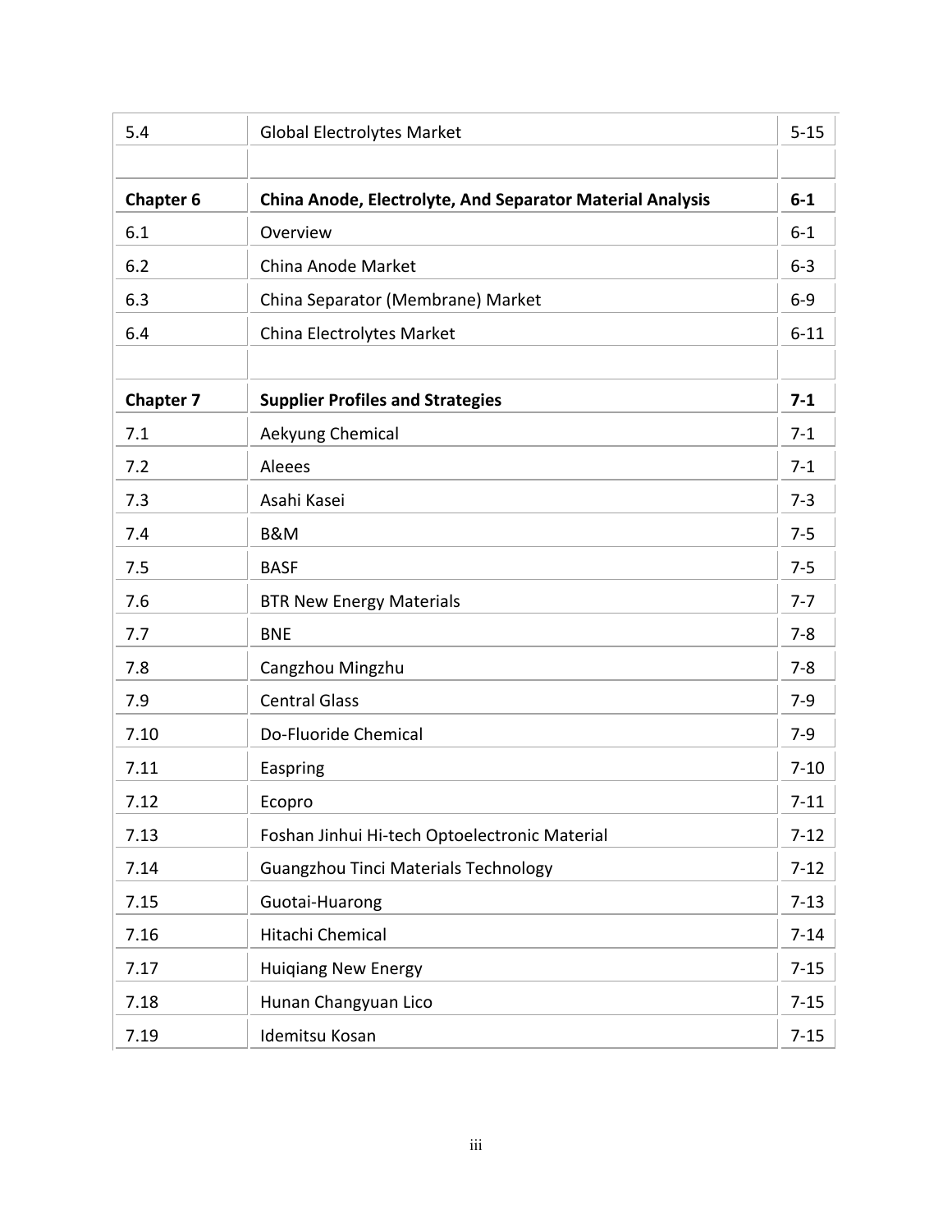| | | |
|---|---|---|
| 5.4 | Global Electrolytes Market | 5-15 |
| | | |
| **Chapter 6** | **China Anode, Electrolyte, And Separator Material Analysis** | **6-1** |
| 6.1 | Overview | 6-1 |
| 6.2 | China Anode Market | 6-3 |
| 6.3 | China Separator (Membrane) Market | 6-9 |
| 6.4 | China Electrolytes Market | 6-11 |
| | | |
| **Chapter 7** | **Supplier Profiles and Strategies** | **7-1** |
| 7.1 | Aekyung Chemical | 7-1 |
| 7.2 | Aleees | 7-1 |
| 7.3 | Asahi Kasei | 7-3 |
| 7.4 | B&M | 7-5 |
| 7.5 | BASF | 7-5 |
| 7.6 | BTR New Energy Materials | 7-7 |
| 7.7 | BNE | 7-8 |
| 7.8 | Cangzhou Mingzhu | 7-8 |
| 7.9 | Central Glass | 7-9 |
| 7.10 | Do-Fluoride Chemical | 7-9 |
| 7.11 | Easpring | 7-10 |
| 7.12 | Ecopro | 7-11 |
| 7.13 | Foshan Jinhui Hi-tech Optoelectronic Material | 7-12 |
| 7.14 | Guangzhou Tinci Materials Technology | 7-12 |
| 7.15 | Guotai-Huarong | 7-13 |
| 7.16 | Hitachi Chemical | 7-14 |
| 7.17 | Huiqiang New Energy | 7-15 |
| 7.18 | Hunan Changyuan Lico | 7-15 |
| 7.19 | Idemitsu Kosan | 7-15 |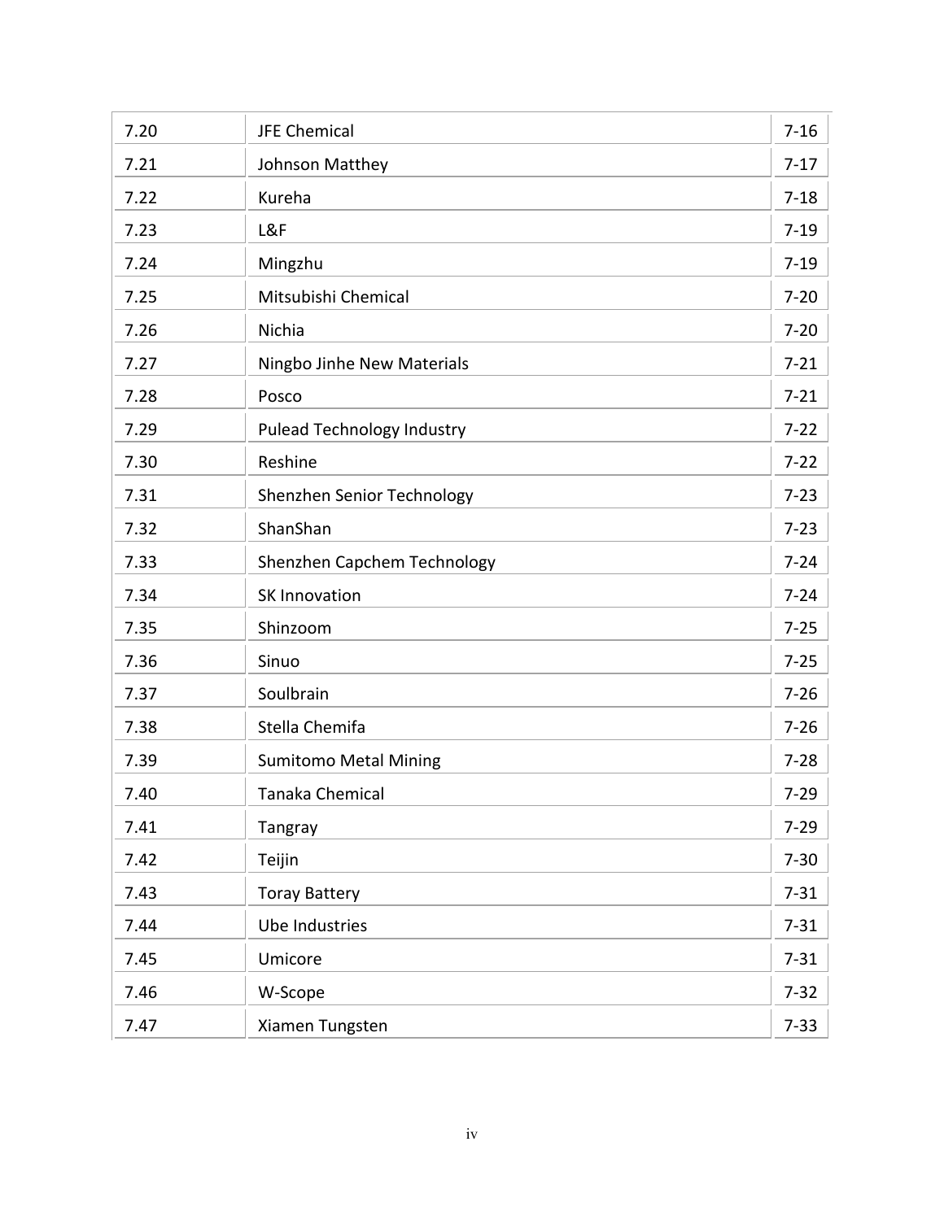| | | |
|---|---|---|
| 7.20 | JFE Chemical | 7-16 |
| 7.21 | Johnson Matthey | 7-17 |
| 7.22 | Kureha | 7-18 |
| 7.23 | L&F | 7-19 |
| 7.24 | Mingzhu | 7-19 |
| 7.25 | Mitsubishi Chemical | 7-20 |
| 7.26 | Nichia | 7-20 |
| 7.27 | Ningbo Jinhe New Materials | 7-21 |
| 7.28 | Posco | 7-21 |
| 7.29 | Pulead Technology Industry | 7-22 |
| 7.30 | Reshine | 7-22 |
| 7.31 | Shenzhen Senior Technology | 7-23 |
| 7.32 | ShanShan | 7-23 |
| 7.33 | Shenzhen Capchem Technology | 7-24 |
| 7.34 | SK Innovation | 7-24 |
| 7.35 | Shinzoom | 7-25 |
| 7.36 | Sinuo | 7-25 |
| 7.37 | Soulbrain | 7-26 |
| 7.38 | Stella Chemifa | 7-26 |
| 7.39 | Sumitomo Metal Mining | 7-28 |
| 7.40 | Tanaka Chemical | 7-29 |
| 7.41 | Tangray | 7-29 |
| 7.42 | Teijin | 7-30 |
| 7.43 | Toray Battery | 7-31 |
| 7.44 | Ube Industries | 7-31 |
| 7.45 | Umicore | 7-31 |
| 7.46 | W-Scope | 7-32 |
| 7.47 | Xiamen Tungsten | 7-33 |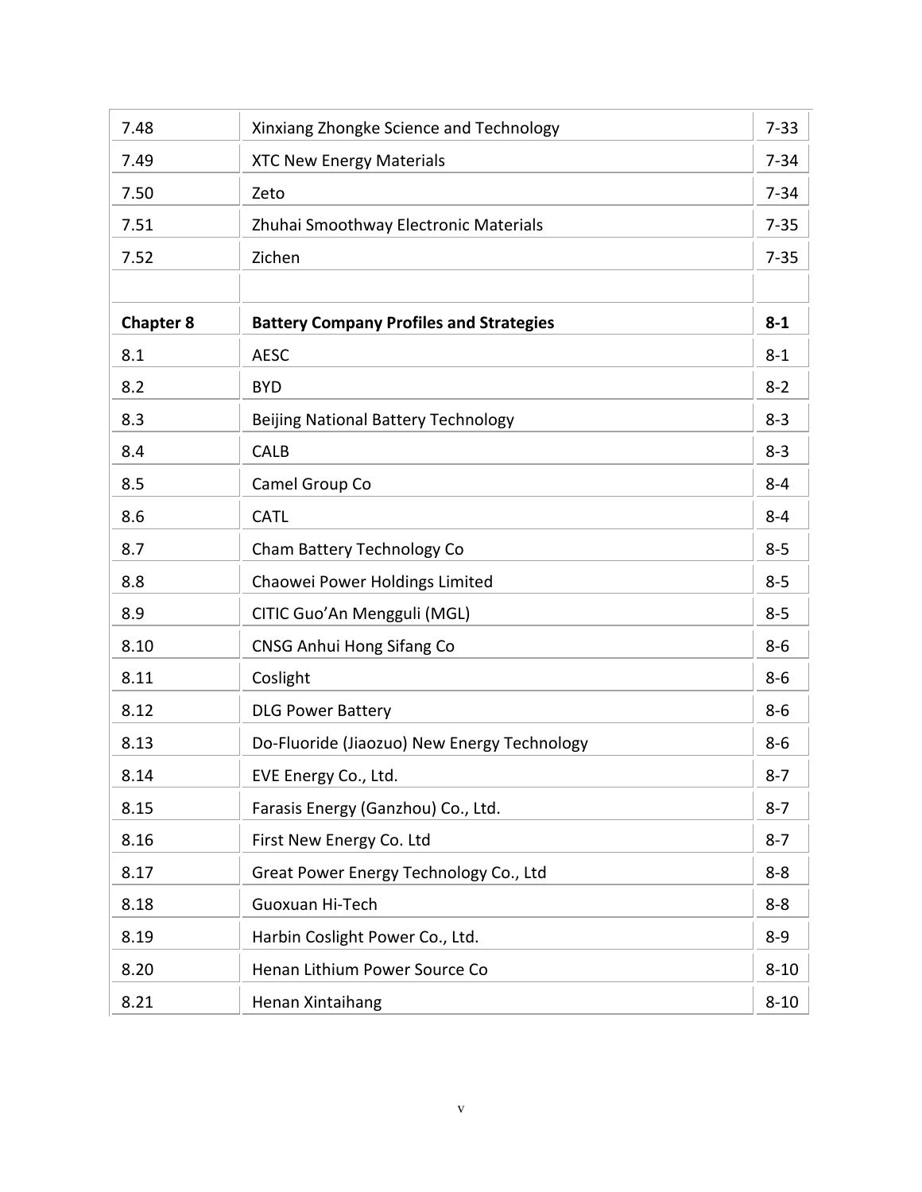| 7.48 | Xinxiang Zhongke Science and Technology | 7-33 |
|---|---|---|
| 7.49 | XTC New Energy Materials | 7-34 |
| 7.50 | Zeto | 7-34 |
| 7.51 | Zhuhai Smoothway Electronic Materials | 7-35 |
| 7.52 | Zichen | 7-35 |
| | | |
| **Chapter 8** | **Battery Company Profiles and Strategies** | **8-1** |
| 8.1 | AESC | 8-1 |
| 8.2 | BYD | 8-2 |
| 8.3 | Beijing National Battery Technology | 8-3 |
| 8.4 | CALB | 8-3 |
| 8.5 | Camel Group Co | 8-4 |
| 8.6 | CATL | 8-4 |
| 8.7 | Cham Battery Technology Co | 8-5 |
| 8.8 | Chaowei Power Holdings Limited | 8-5 |
| 8.9 | CITIC Guo'An Mengguli (MGL) | 8-5 |
| 8.10 | CNSG Anhui Hong Sifang Co | 8-6 |
| 8.11 | Coslight | 8-6 |
| 8.12 | DLG Power Battery | 8-6 |
| 8.13 | Do-Fluoride (Jiaozuo) New Energy Technology | 8-6 |
| 8.14 | EVE Energy Co., Ltd. | 8-7 |
| 8.15 | Farasis Energy (Ganzhou) Co., Ltd. | 8-7 |
| 8.16 | First New Energy Co. Ltd | 8-7 |
| 8.17 | Great Power Energy Technology Co., Ltd | 8-8 |
| 8.18 | Guoxuan Hi-Tech | 8-8 |
| 8.19 | Harbin Coslight Power Co., Ltd. | 8-9 |
| 8.20 | Henan Lithium Power Source Co | 8-10 |
| 8.21 | Henan Xintaihang | 8-10 |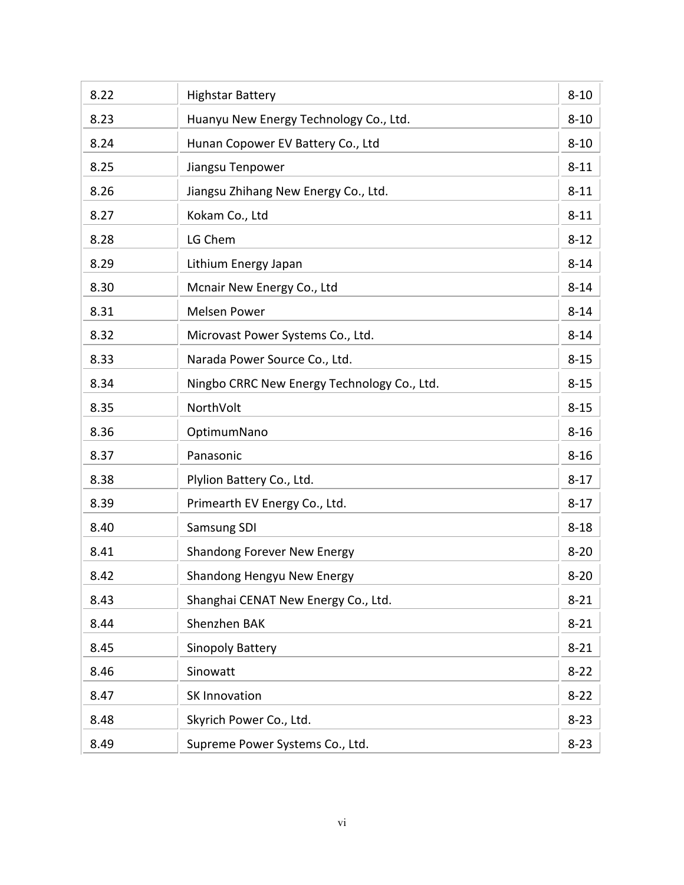| | | |
|---|---|---|
| 8.22 | Highstar Battery | 8-10 |
| 8.23 | Huanyu New Energy Technology Co., Ltd. | 8-10 |
| 8.24 | Hunan Copower EV Battery Co., Ltd | 8-10 |
| 8.25 | Jiangsu Tenpower | 8-11 |
| 8.26 | Jiangsu Zhihang New Energy Co., Ltd. | 8-11 |
| 8.27 | Kokam Co., Ltd | 8-11 |
| 8.28 | LG Chem | 8-12 |
| 8.29 | Lithium Energy Japan | 8-14 |
| 8.30 | Mcnair New Energy Co., Ltd | 8-14 |
| 8.31 | Melsen Power | 8-14 |
| 8.32 | Microvast Power Systems Co., Ltd. | 8-14 |
| 8.33 | Narada Power Source Co., Ltd. | 8-15 |
| 8.34 | Ningbo CRRC New Energy Technology Co., Ltd. | 8-15 |
| 8.35 | NorthVolt | 8-15 |
| 8.36 | OptimumNano | 8-16 |
| 8.37 | Panasonic | 8-16 |
| 8.38 | Plylion Battery Co., Ltd. | 8-17 |
| 8.39 | Primearth EV Energy Co., Ltd. | 8-17 |
| 8.40 | Samsung SDI | 8-18 |
| 8.41 | Shandong Forever New Energy | 8-20 |
| 8.42 | Shandong Hengyu New Energy | 8-20 |
| 8.43 | Shanghai CENAT New Energy Co., Ltd. | 8-21 |
| 8.44 | Shenzhen BAK | 8-21 |
| 8.45 | Sinopoly Battery | 8-21 |
| 8.46 | Sinowatt | 8-22 |
| 8.47 | SK Innovation | 8-22 |
| 8.48 | Skyrich Power Co., Ltd. | 8-23 |
| 8.49 | Supreme Power Systems Co., Ltd. | 8-23 |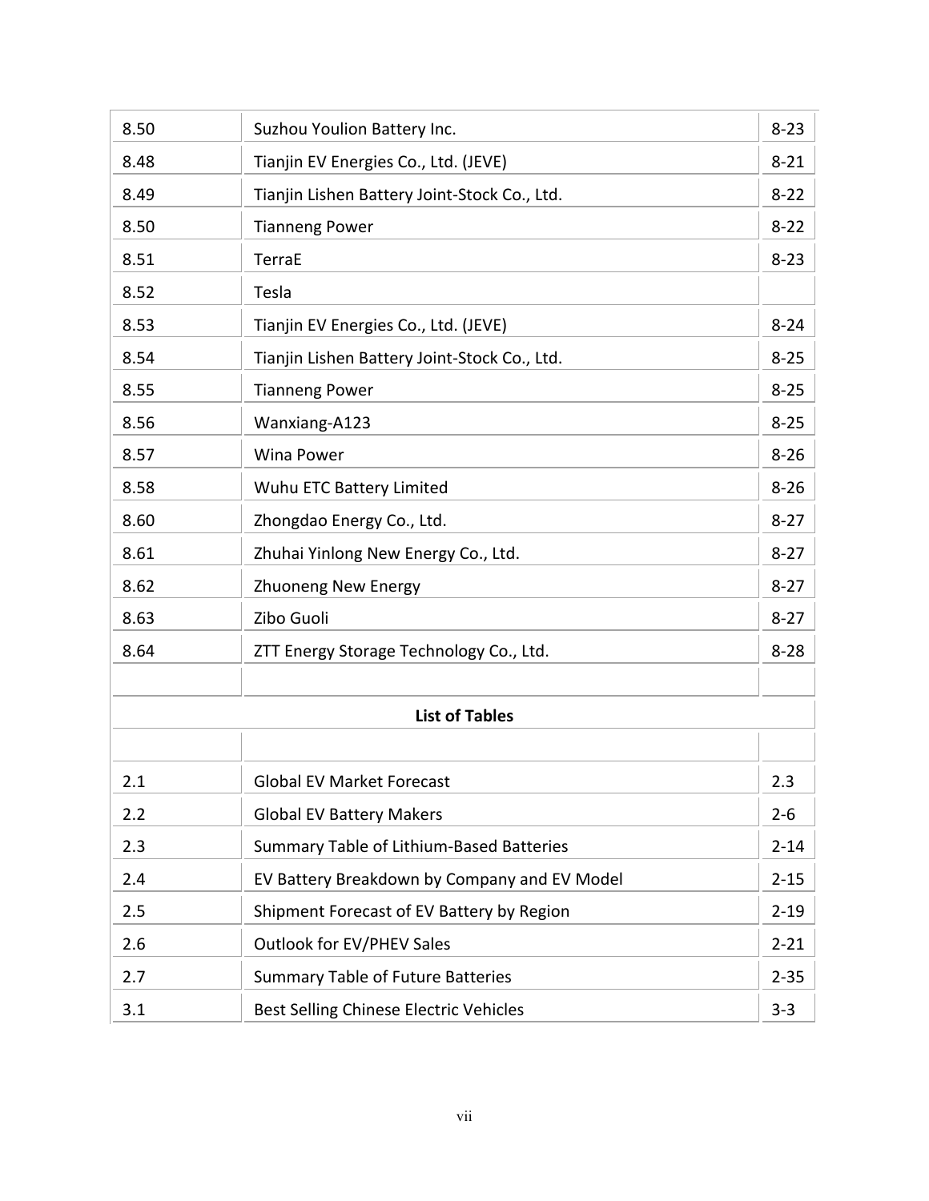| | | |
|---|---|---|
| 8.50 | Suzhou Youlion Battery Inc. | 8-23 |
| 8.48 | Tianjin EV Energies Co., Ltd. (JEVE) | 8-21 |
| 8.49 | Tianjin Lishen Battery Joint-Stock Co., Ltd. | 8-22 |
| 8.50 | Tianneng Power | 8-22 |
| 8.51 | TerraE | 8-23 |
| 8.52 | Tesla | |
| 8.53 | Tianjin EV Energies Co., Ltd. (JEVE) | 8-24 |
| 8.54 | Tianjin Lishen Battery Joint-Stock Co., Ltd. | 8-25 |
| 8.55 | Tianneng Power | 8-25 |
| 8.56 | Wanxiang-A123 | 8-25 |
| 8.57 | Wina Power | 8-26 |
| 8.58 | Wuhu ETC Battery Limited | 8-26 |
| 8.60 | Zhongdao Energy Co., Ltd. | 8-27 |
| 8.61 | Zhuhai Yinlong New Energy Co., Ltd. | 8-27 |
| 8.62 | Zhuoneng New Energy | 8-27 |
| 8.63 | Zibo Guoli | 8-27 |
| 8.64 | ZTT Energy Storage Technology Co., Ltd. | 8-28 |

**List of Tables**

| | | |
|---|---|---|
| 2.1 | Global EV Market Forecast | 2.3 |
| 2.2 | Global EV Battery Makers | 2-6 |
| 2.3 | Summary Table of Lithium-Based Batteries | 2-14 |
| 2.4 | EV Battery Breakdown by Company and EV Model | 2-15 |
| 2.5 | Shipment Forecast of EV Battery by Region | 2-19 |
| 2.6 | Outlook for EV/PHEV Sales | 2-21 |
| 2.7 | Summary Table of Future Batteries | 2-35 |
| 3.1 | Best Selling Chinese Electric Vehicles | 3-3 |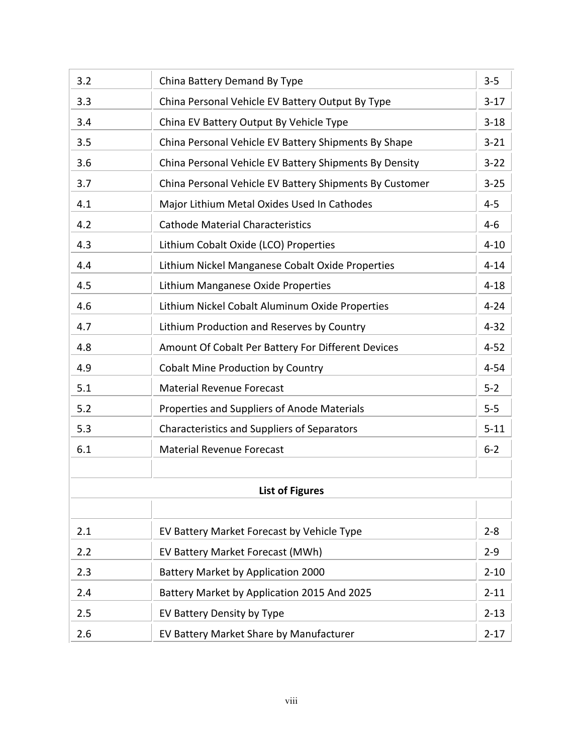| | | |
|---|---|---|
| 3.2 | China Battery Demand By Type | 3-5 |
| 3.3 | China Personal Vehicle EV Battery Output By Type | 3-17 |
| 3.4 | China EV Battery Output By Vehicle Type | 3-18 |
| 3.5 | China Personal Vehicle EV Battery Shipments By Shape | 3-21 |
| 3.6 | China Personal Vehicle EV Battery Shipments By Density | 3-22 |
| 3.7 | China Personal Vehicle EV Battery Shipments By Customer | 3-25 |
| 4.1 | Major Lithium Metal Oxides Used In Cathodes | 4-5 |
| 4.2 | Cathode Material Characteristics | 4-6 |
| 4.3 | Lithium Cobalt Oxide (LCO) Properties | 4-10 |
| 4.4 | Lithium Nickel Manganese Cobalt Oxide Properties | 4-14 |
| 4.5 | Lithium Manganese Oxide Properties | 4-18 |
| 4.6 | Lithium Nickel Cobalt Aluminum Oxide Properties | 4-24 |
| 4.7 | Lithium Production and Reserves by Country | 4-32 |
| 4.8 | Amount Of Cobalt Per Battery For Different Devices | 4-52 |
| 4.9 | Cobalt Mine Production by Country | 4-54 |
| 5.1 | Material Revenue Forecast | 5-2 |
| 5.2 | Properties and Suppliers of Anode Materials | 5-5 |
| 5.3 | Characteristics and Suppliers of Separators | 5-11 |
| 6.1 | Material Revenue Forecast | 6-2 |

**List of Figures**

| | | |
|---|---|---|
| 2.1 | EV Battery Market Forecast by Vehicle Type | 2-8 |
| 2.2 | EV Battery Market Forecast (MWh) | 2-9 |
| 2.3 | Battery Market by Application 2000 | 2-10 |
| 2.4 | Battery Market by Application 2015 And 2025 | 2-11 |
| 2.5 | EV Battery Density by Type | 2-13 |
| 2.6 | EV Battery Market Share by Manufacturer | 2-17 |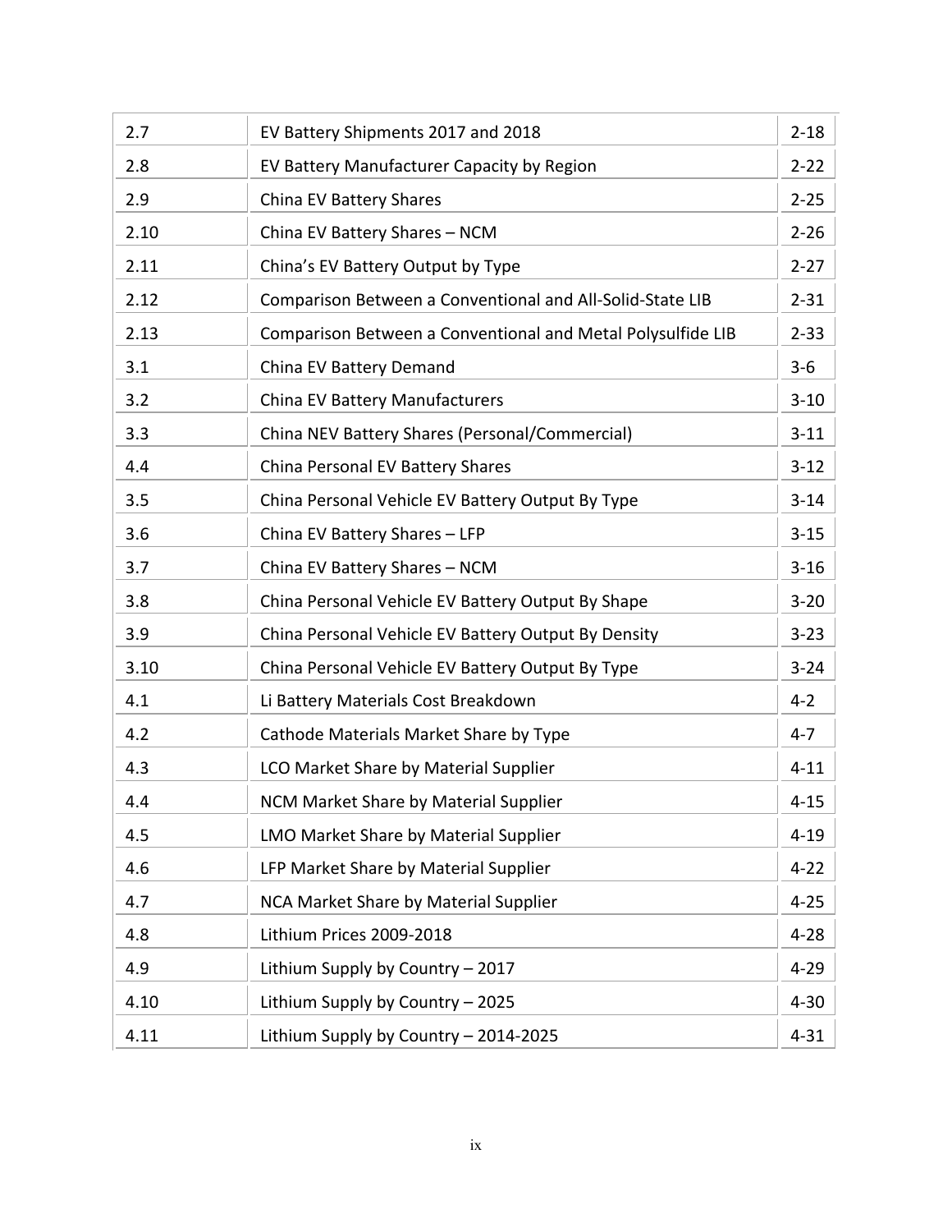| | | |
|---|---|---|
| 2.7 | EV Battery Shipments 2017 and 2018 | 2-18 |
| 2.8 | EV Battery Manufacturer Capacity by Region | 2-22 |
| 2.9 | China EV Battery Shares | 2-25 |
| 2.10 | China EV Battery Shares – NCM | 2-26 |
| 2.11 | China's EV Battery Output by Type | 2-27 |
| 2.12 | Comparison Between a Conventional and All-Solid-State LIB | 2-31 |
| 2.13 | Comparison Between a Conventional and Metal Polysulfide LIB | 2-33 |
| 3.1 | China EV Battery Demand | 3-6 |
| 3.2 | China EV Battery Manufacturers | 3-10 |
| 3.3 | China NEV Battery Shares (Personal/Commercial) | 3-11 |
| 4.4 | China Personal EV Battery Shares | 3-12 |
| 3.5 | China Personal Vehicle EV Battery Output By Type | 3-14 |
| 3.6 | China EV Battery Shares – LFP | 3-15 |
| 3.7 | China EV Battery Shares – NCM | 3-16 |
| 3.8 | China Personal Vehicle EV Battery Output By Shape | 3-20 |
| 3.9 | China Personal Vehicle EV Battery Output By Density | 3-23 |
| 3.10 | China Personal Vehicle EV Battery Output By Type | 3-24 |
| 4.1 | Li Battery Materials Cost Breakdown | 4-2 |
| 4.2 | Cathode Materials Market Share by Type | 4-7 |
| 4.3 | LCO Market Share by Material Supplier | 4-11 |
| 4.4 | NCM Market Share by Material Supplier | 4-15 |
| 4.5 | LMO Market Share by Material Supplier | 4-19 |
| 4.6 | LFP Market Share by Material Supplier | 4-22 |
| 4.7 | NCA Market Share by Material Supplier | 4-25 |
| 4.8 | Lithium Prices 2009-2018 | 4-28 |
| 4.9 | Lithium Supply by Country – 2017 | 4-29 |
| 4.10 | Lithium Supply by Country – 2025 | 4-30 |
| 4.11 | Lithium Supply by Country – 2014-2025 | 4-31 |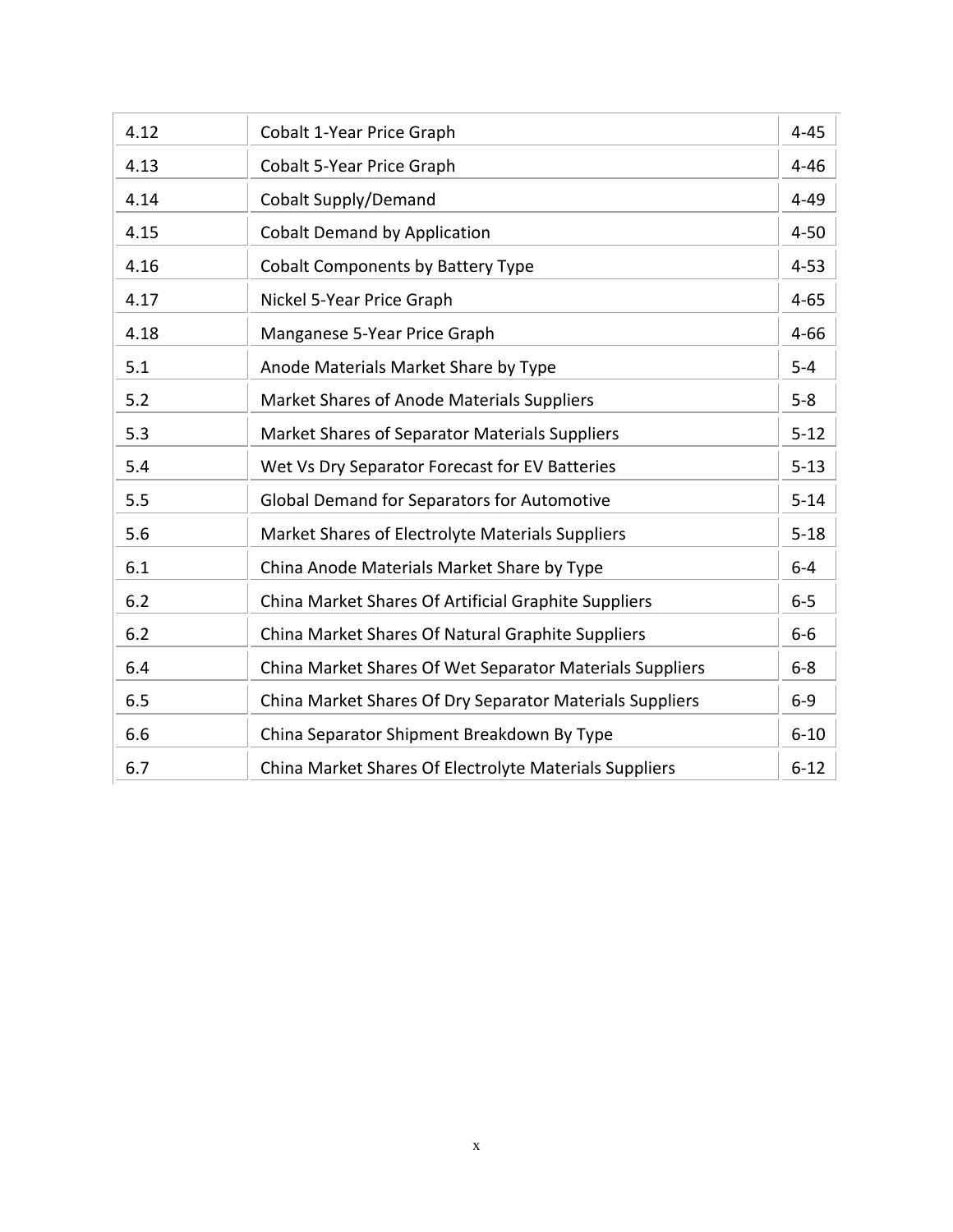| | | |
|---|---|---|
| 4.12 | Cobalt 1-Year Price Graph | 4-45 |
| 4.13 | Cobalt 5-Year Price Graph | 4-46 |
| 4.14 | Cobalt Supply/Demand | 4-49 |
| 4.15 | Cobalt Demand by Application | 4-50 |
| 4.16 | Cobalt Components by Battery Type | 4-53 |
| 4.17 | Nickel 5-Year Price Graph | 4-65 |
| 4.18 | Manganese 5-Year Price Graph | 4-66 |
| 5.1 | Anode Materials Market Share by Type | 5-4 |
| 5.2 | Market Shares of Anode Materials Suppliers | 5-8 |
| 5.3 | Market Shares of Separator Materials Suppliers | 5-12 |
| 5.4 | Wet Vs Dry Separator Forecast for EV Batteries | 5-13 |
| 5.5 | Global Demand for Separators for Automotive | 5-14 |
| 5.6 | Market Shares of Electrolyte Materials Suppliers | 5-18 |
| 6.1 | China Anode Materials Market Share by Type | 6-4 |
| 6.2 | China Market Shares Of Artificial Graphite Suppliers | 6-5 |
| 6.2 | China Market Shares Of Natural Graphite Suppliers | 6-6 |
| 6.4 | China Market Shares Of Wet Separator Materials Suppliers | 6-8 |
| 6.5 | China Market Shares Of Dry Separator Materials Suppliers | 6-9 |
| 6.6 | China Separator Shipment Breakdown By Type | 6-10 |
| 6.7 | China Market Shares Of Electrolyte Materials Suppliers | 6-12 |